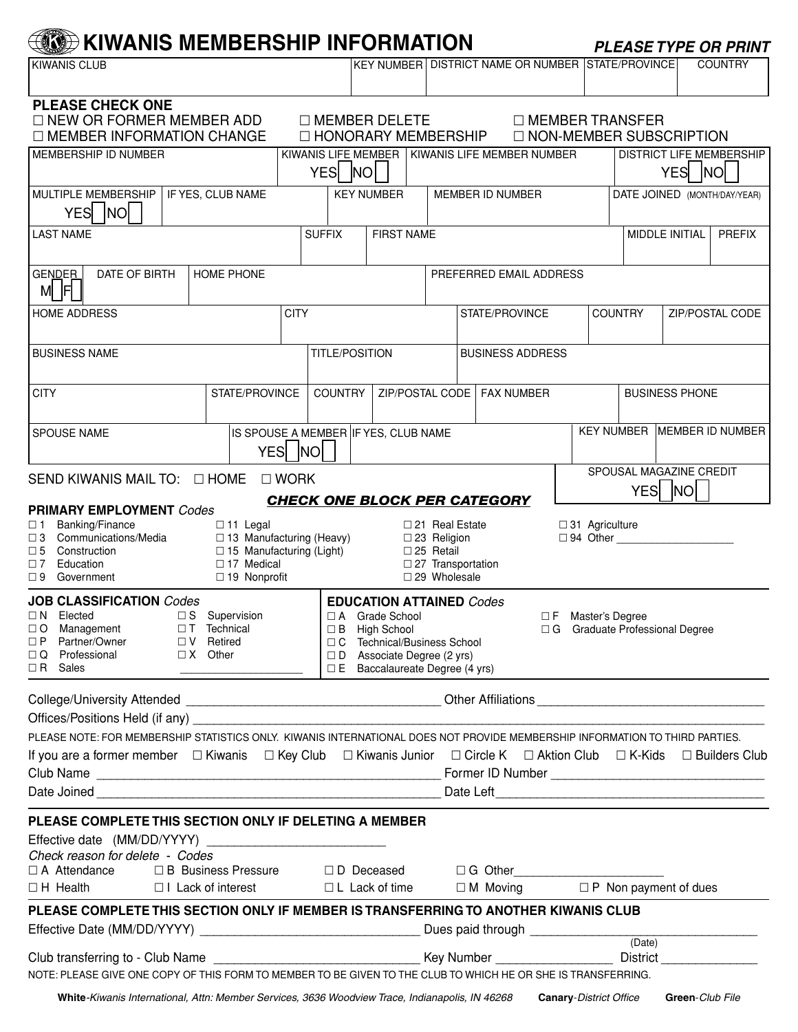# KIWANIS MEMBERSHIP INFORMATION

***PLEASE TYPE OR PRINT***

| KIWANIS CLUB | KEY NUMBER | DISTRICT NAME OR NUMBER | STATE/PROVINCE | COUNTRY |
|---|---|---|---|---|
| | | | | |

**PLEASE CHECK ONE**

☐ NEW OR FORMER MEMBER ADD ☐ MEMBER DELETE ☐ MEMBER TRANSFER
☐ MEMBER INFORMATION CHANGE ☐ HONORARY MEMBERSHIP ☐ NON-MEMBER SUBSCRIPTION

| MEMBERSHIP ID NUMBER | KIWANIS LIFE MEMBER | KIWANIS LIFE MEMBER NUMBER | DISTRICT LIFE MEMBERSHIP |
|---|---|---|---|
| | YES ☐ NO ☐ | | YES ☐ NO ☐ |

| MULTIPLE MEMBERSHIP | IF YES, CLUB NAME | KEY NUMBER | MEMBER ID NUMBER | DATE JOINED (MONTH/DAY/YEAR) |
|---|---|---|---|---|
| YES ☐ NO ☐ | | | | |

| LAST NAME | SUFFIX | FIRST NAME | MIDDLE INITIAL | PREFIX |
|---|---|---|---|---|
| | | | | |

| GENDER | DATE OF BIRTH | HOME PHONE | PREFERRED EMAIL ADDRESS |
|---|---|---|---|
| M ☐ F ☐ | | | |

| HOME ADDRESS | CITY | STATE/PROVINCE | COUNTRY | ZIP/POSTAL CODE |
|---|---|---|---|---|
| | | | | |

| BUSINESS NAME | TITLE/POSITION | BUSINESS ADDRESS |
|---|---|---|
| | | |

| CITY | STATE/PROVINCE | COUNTRY | ZIP/POSTAL CODE | FAX NUMBER | BUSINESS PHONE |
|---|---|---|---|---|---|
| | | | | | |

| SPOUSE NAME | IS SPOUSE A MEMBER | IF YES, CLUB NAME | KEY NUMBER | MEMBER ID NUMBER |
|---|---|---|---|---|
| | YES ☐ NO ☐ | | | |

SEND KIWANIS MAIL TO: ☐ HOME ☐ WORK

SPOUSAL MAGAZINE CREDIT YES ☐ NO ☐

***CHECK ONE BLOCK PER CATEGORY***

**PRIMARY EMPLOYMENT** *Codes*

☐ 1 Banking/Finance
☐ 3 Communications/Media
☐ 5 Construction
☐ 7 Education
☐ 9 Government
☐ 11 Legal
☐ 13 Manufacturing (Heavy)
☐ 15 Manufacturing (Light)
☐ 17 Medical
☐ 19 Nonprofit
☐ 21 Real Estate
☐ 23 Religion
☐ 25 Retail
☐ 27 Transportation
☐ 29 Wholesale
☐ 31 Agriculture
☐ 94 Other ____________________

**JOB CLASSIFICATION** *Codes*

☐ N Elected
☐ O Management
☐ P Partner/Owner
☐ Q Professional
☐ R Sales
☐ S Supervision
☐ T Technical
☐ V Retired
☐ X Other ____________________

**EDUCATION ATTAINED** *Codes*

☐ A Grade School
☐ B High School
☐ C Technical/Business School
☐ D Associate Degree (2 yrs)
☐ E Baccalaureate Degree (4 yrs)
☐ F Master's Degree
☐ G Graduate Professional Degree

College/University Attended ____________________ Other Affiliations ____________________

Offices/Positions Held (if any) ____________________

PLEASE NOTE: FOR MEMBERSHIP STATISTICS ONLY. KIWANIS INTERNATIONAL DOES NOT PROVIDE MEMBERSHIP INFORMATION TO THIRD PARTIES.

If you are a former member ☐ Kiwanis ☐ Key Club ☐ Kiwanis Junior ☐ Circle K ☐ Aktion Club ☐ K-Kids ☐ Builders Club

Club Name ____________________ Former ID Number ____________________

Date Joined ____________________ Date Left ____________________

## PLEASE COMPLETE THIS SECTION ONLY IF DELETING A MEMBER

Effective date (MM/DD/YYYY) ____________________

*Check reason for delete - Codes*

☐ A Attendance ☐ B Business Pressure ☐ D Deceased ☐ G Other____________________
☐ H Health ☐ I Lack of interest ☐ L Lack of time ☐ M Moving ☐ P Non payment of dues

## PLEASE COMPLETE THIS SECTION ONLY IF MEMBER IS TRANSFERRING TO ANOTHER KIWANIS CLUB

Effective Date (MM/DD/YYYY) ____________________ Dues paid through ____________________ (Date)

Club transferring to - Club Name ____________________ Key Number ____________________ District ____________________

NOTE: PLEASE GIVE ONE COPY OF THIS FORM TO MEMBER TO BE GIVEN TO THE CLUB TO WHICH HE OR SHE IS TRANSFERRING.

**White**-*Kiwanis International, Attn: Member Services, 3636 Woodview Trace, Indianapolis, IN 46268* **Canary**-*District Office* **Green**-*Club File*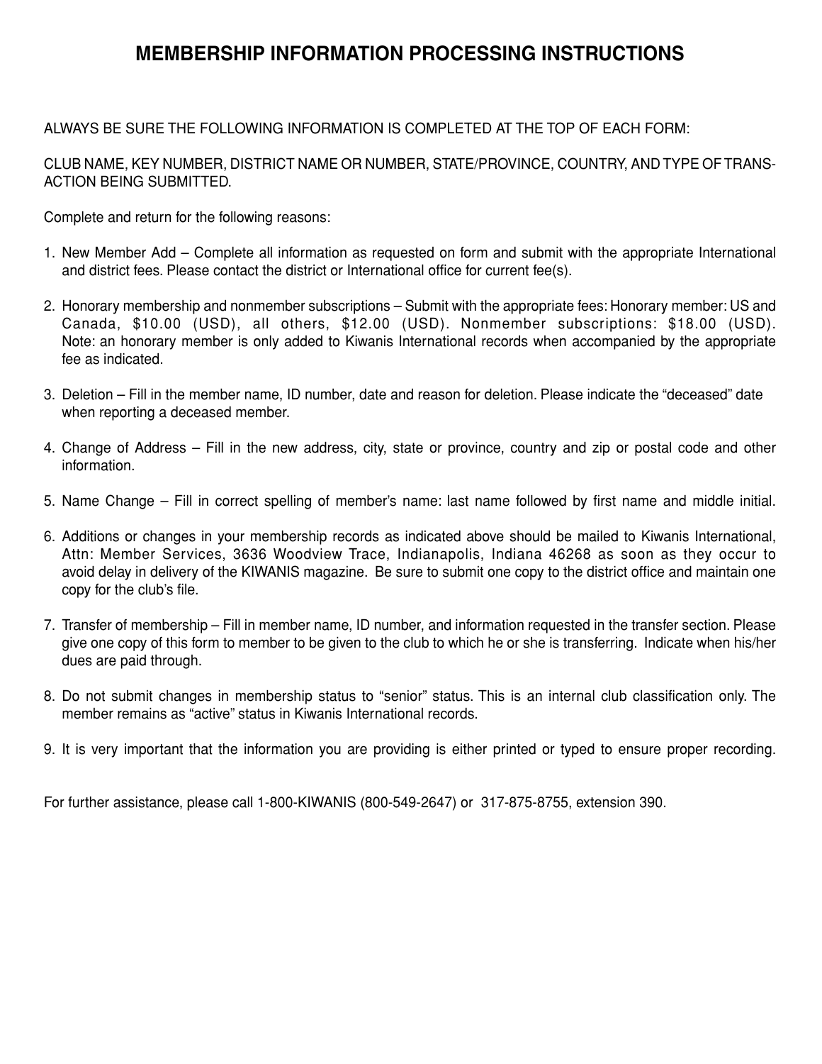# MEMBERSHIP INFORMATION PROCESSING INSTRUCTIONS

ALWAYS BE SURE THE FOLLOWING INFORMATION IS COMPLETED AT THE TOP OF EACH FORM:

CLUB NAME, KEY NUMBER, DISTRICT NAME OR NUMBER, STATE/PROVINCE, COUNTRY, AND TYPE OF TRANSACTION BEING SUBMITTED.

Complete and return for the following reasons:

1. New Member Add – Complete all information as requested on form and submit with the appropriate International and district fees. Please contact the district or International office for current fee(s).

2. Honorary membership and nonmember subscriptions – Submit with the appropriate fees: Honorary member: US and Canada, $10.00 (USD), all others, $12.00 (USD). Nonmember subscriptions: $18.00 (USD). Note: an honorary member is only added to Kiwanis International records when accompanied by the appropriate fee as indicated.

3. Deletion – Fill in the member name, ID number, date and reason for deletion. Please indicate the "deceased" date when reporting a deceased member.

4. Change of Address – Fill in the new address, city, state or province, country and zip or postal code and other information.

5. Name Change – Fill in correct spelling of member's name: last name followed by first name and middle initial.

6. Additions or changes in your membership records as indicated above should be mailed to Kiwanis International, Attn: Member Services, 3636 Woodview Trace, Indianapolis, Indiana 46268 as soon as they occur to avoid delay in delivery of the KIWANIS magazine. Be sure to submit one copy to the district office and maintain one copy for the club's file.

7. Transfer of membership – Fill in member name, ID number, and information requested in the transfer section. Please give one copy of this form to member to be given to the club to which he or she is transferring. Indicate when his/her dues are paid through.

8. Do not submit changes in membership status to "senior" status. This is an internal club classification only. The member remains as "active" status in Kiwanis International records.

9. It is very important that the information you are providing is either printed or typed to ensure proper recording.

For further assistance, please call 1-800-KIWANIS (800-549-2647) or 317-875-8755, extension 390.